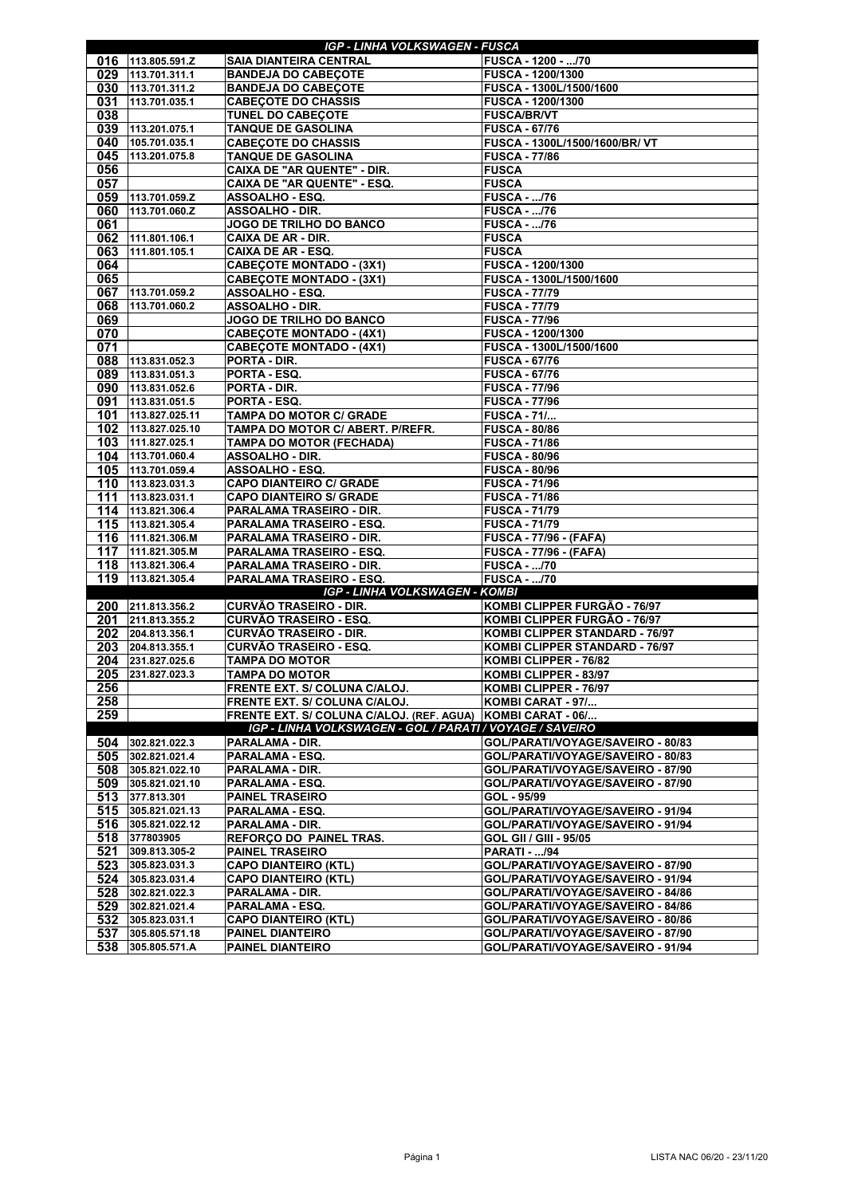| IGP - LINHA VOLKSWAGEN - FUSCA | | | |
|---|---|---|---|
| 016 | 113.805.591.Z | SAIA DIANTEIRA CENTRAL | FUSCA - 1200 - .../70 |
| 029 | 113.701.311.1 | BANDEJA DO CABEÇOTE | FUSCA - 1200/1300 |
| 030 | 113.701.311.2 | BANDEJA DO CABEÇOTE | FUSCA - 1300L/1500/1600 |
| 031 | 113.701.035.1 | CABEÇOTE DO CHASSIS | FUSCA - 1200/1300 |
| 038 | | TUNEL DO CABEÇOTE | FUSCA/BR/VT |
| 039 | 113.201.075.1 | TANQUE DE GASOLINA | FUSCA - 67/76 |
| 040 | 105.701.035.1 | CABEÇOTE DO CHASSIS | FUSCA - 1300L/1500/1600/BR/ VT |
| 045 | 113.201.075.8 | TANQUE DE GASOLINA | FUSCA - 77/86 |
| 056 | | CAIXA DE "AR QUENTE" - DIR. | FUSCA |
| 057 | | CAIXA DE "AR QUENTE" - ESQ. | FUSCA |
| 059 | 113.701.059.Z | ASSOALHO - ESQ. | FUSCA - .../76 |
| 060 | 113.701.060.Z | ASSOALHO - DIR. | FUSCA - .../76 |
| 061 | | JOGO DE TRILHO DO BANCO | FUSCA - .../76 |
| 062 | 111.801.106.1 | CAIXA DE AR - DIR. | FUSCA |
| 063 | 111.801.105.1 | CAIXA DE AR - ESQ. | FUSCA |
| 064 | | CABEÇOTE MONTADO - (3X1) | FUSCA - 1200/1300 |
| 065 | | CABEÇOTE MONTADO - (3X1) | FUSCA - 1300L/1500/1600 |
| 067 | 113.701.059.2 | ASSOALHO - ESQ. | FUSCA - 77/79 |
| 068 | 113.701.060.2 | ASSOALHO - DIR. | FUSCA - 77/79 |
| 069 | | JOGO DE TRILHO DO BANCO | FUSCA - 77/96 |
| 070 | | CABEÇOTE MONTADO - (4X1) | FUSCA - 1200/1300 |
| 071 | | CABEÇOTE MONTADO - (4X1) | FUSCA - 1300L/1500/1600 |
| 088 | 113.831.052.3 | PORTA - DIR. | FUSCA - 67/76 |
| 089 | 113.831.051.3 | PORTA - ESQ. | FUSCA - 67/76 |
| 090 | 113.831.052.6 | PORTA - DIR. | FUSCA - 77/96 |
| 091 | 113.831.051.5 | PORTA - ESQ. | FUSCA - 77/96 |
| 101 | 113.827.025.11 | TAMPA DO MOTOR C/ GRADE | FUSCA - 71/... |
| 102 | 113.827.025.10 | TAMPA DO MOTOR C/ ABERT. P/REFR. | FUSCA - 80/86 |
| 103 | 111.827.025.1 | TAMPA DO MOTOR (FECHADA) | FUSCA - 71/86 |
| 104 | 113.701.060.4 | ASSOALHO - DIR. | FUSCA - 80/96 |
| 105 | 113.701.059.4 | ASSOALHO - ESQ. | FUSCA - 80/96 |
| 110 | 113.823.031.3 | CAPO DIANTEIRO C/ GRADE | FUSCA - 71/96 |
| 111 | 113.823.031.1 | CAPO DIANTEIRO S/ GRADE | FUSCA - 71/86 |
| 114 | 113.821.306.4 | PARALAMA TRASEIRO - DIR. | FUSCA - 71/79 |
| 115 | 113.821.305.4 | PARALAMA TRASEIRO - ESQ. | FUSCA - 71/79 |
| 116 | 111.821.306.M | PARALAMA TRASEIRO - DIR. | FUSCA - 77/96 - (FAFA) |
| 117 | 111.821.305.M | PARALAMA TRASEIRO - ESQ. | FUSCA - 77/96 - (FAFA) |
| 118 | 113.821.306.4 | PARALAMA TRASEIRO - DIR. | FUSCA - .../70 |
| 119 | 113.821.305.4 | PARALAMA TRASEIRO - ESQ. | FUSCA - .../70 |
| **IGP - LINHA VOLKSWAGEN - KOMBI** | | | |
| 200 | 211.813.356.2 | CURVÃO TRASEIRO - DIR. | KOMBI CLIPPER FURGÃO - 76/97 |
| 201 | 211.813.355.2 | CURVÃO TRASEIRO - ESQ. | KOMBI CLIPPER FURGÃO - 76/97 |
| 202 | 204.813.356.1 | CURVÃO TRASEIRO - DIR. | KOMBI CLIPPER STANDARD - 76/97 |
| 203 | 204.813.355.1 | CURVÃO TRASEIRO - ESQ. | KOMBI CLIPPER STANDARD - 76/97 |
| 204 | 231.827.025.6 | TAMPA DO MOTOR | KOMBI CLIPPER - 76/82 |
| 205 | 231.827.023.3 | TAMPA DO MOTOR | KOMBI CLIPPER - 83/97 |
| 256 | | FRENTE EXT. S/ COLUNA C/ALOJ. | KOMBI CLIPPER - 76/97 |
| 258 | | FRENTE EXT. S/ COLUNA C/ALOJ. | KOMBI CARAT - 97/... |
| 259 | | FRENTE EXT. S/ COLUNA C/ALOJ. (REF. AGUA) | KOMBI CARAT - 06/... |
| **IGP - LINHA VOLKSWAGEN - GOL / PARATI / VOYAGE / SAVEIRO** | | | |
| 504 | 302.821.022.3 | PARALAMA - DIR. | GOL/PARATI/VOYAGE/SAVEIRO - 80/83 |
| 505 | 302.821.021.4 | PARALAMA - ESQ. | GOL/PARATI/VOYAGE/SAVEIRO - 80/83 |
| 508 | 305.821.022.10 | PARALAMA - DIR. | GOL/PARATI/VOYAGE/SAVEIRO - 87/90 |
| 509 | 305.821.021.10 | PARALAMA - ESQ. | GOL/PARATI/VOYAGE/SAVEIRO - 87/90 |
| 513 | 377.813.301 | PAINEL TRASEIRO | GOL - 95/99 |
| 515 | 305.821.021.13 | PARALAMA - ESQ. | GOL/PARATI/VOYAGE/SAVEIRO - 91/94 |
| 516 | 305.821.022.12 | PARALAMA - DIR. | GOL/PARATI/VOYAGE/SAVEIRO - 91/94 |
| 518 | 377803905 | REFORÇO DO PAINEL TRAS. | GOL GII / GIII - 95/05 |
| 521 | 309.813.305-2 | PAINEL TRASEIRO | PARATI - .../94 |
| 523 | 305.823.031.3 | CAPO DIANTEIRO (KTL) | GOL/PARATI/VOYAGE/SAVEIRO - 87/90 |
| 524 | 305.823.031.4 | CAPO DIANTEIRO (KTL) | GOL/PARATI/VOYAGE/SAVEIRO - 91/94 |
| 528 | 302.821.022.3 | PARALAMA - DIR. | GOL/PARATI/VOYAGE/SAVEIRO - 84/86 |
| 529 | 302.821.021.4 | PARALAMA - ESQ. | GOL/PARATI/VOYAGE/SAVEIRO - 84/86 |
| 532 | 305.823.031.1 | CAPO DIANTEIRO (KTL) | GOL/PARATI/VOYAGE/SAVEIRO - 80/86 |
| 537 | 305.805.571.18 | PAINEL DIANTEIRO | GOL/PARATI/VOYAGE/SAVEIRO - 87/90 |
| 538 | 305.805.571.A | PAINEL DIANTEIRO | GOL/PARATI/VOYAGE/SAVEIRO - 91/94 |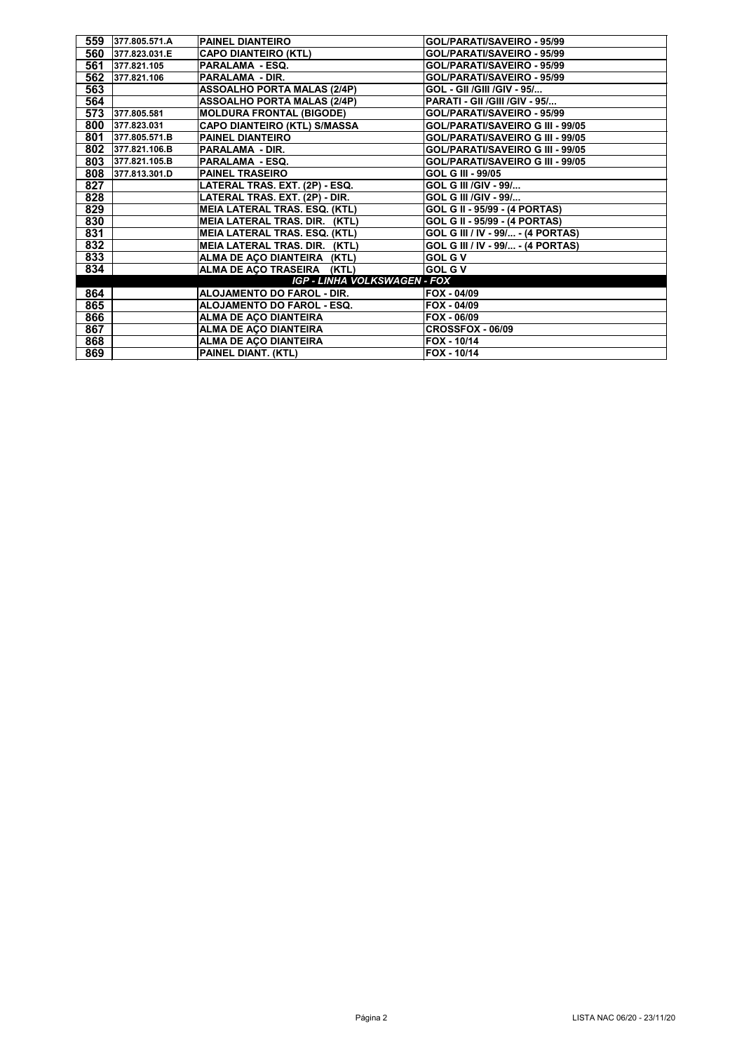| | | | |
|---|---|---|---|
| 559 | 377.805.571.A | PAINEL DIANTEIRO | GOL/PARATI/SAVEIRO - 95/99 |
| 560 | 377.823.031.E | CAPO DIANTEIRO (KTL) | GOL/PARATI/SAVEIRO - 95/99 |
| 561 | 377.821.105 | PARALAMA - ESQ. | GOL/PARATI/SAVEIRO - 95/99 |
| 562 | 377.821.106 | PARALAMA - DIR. | GOL/PARATI/SAVEIRO - 95/99 |
| 563 | | ASSOALHO PORTA MALAS (2/4P) | GOL - GII /GIII /GIV - 95/... |
| 564 | | ASSOALHO PORTA MALAS (2/4P) | PARATI - GII /GIII /GIV - 95/... |
| 573 | 377.805.581 | MOLDURA FRONTAL (BIGODE) | GOL/PARATI/SAVEIRO - 95/99 |
| 800 | 377.823.031 | CAPO DIANTEIRO (KTL) S/MASSA | GOL/PARATI/SAVEIRO G III - 99/05 |
| 801 | 377.805.571.B | PAINEL DIANTEIRO | GOL/PARATI/SAVEIRO G III - 99/05 |
| 802 | 377.821.106.B | PARALAMA - DIR. | GOL/PARATI/SAVEIRO G III - 99/05 |
| 803 | 377.821.105.B | PARALAMA - ESQ. | GOL/PARATI/SAVEIRO G III - 99/05 |
| 808 | 377.813.301.D | PAINEL TRASEIRO | GOL G III - 99/05 |
| 827 | | LATERAL TRAS. EXT. (2P) - ESQ. | GOL G III /GIV - 99/... |
| 828 | | LATERAL TRAS. EXT. (2P) - DIR. | GOL G III /GIV - 99/... |
| 829 | | MEIA LATERAL TRAS. ESQ. (KTL) | GOL G II - 95/99 - (4 PORTAS) |
| 830 | | MEIA LATERAL TRAS. DIR. (KTL) | GOL G II - 95/99 - (4 PORTAS) |
| 831 | | MEIA LATERAL TRAS. ESQ. (KTL) | GOL G III / IV - 99/... - (4 PORTAS) |
| 832 | | MEIA LATERAL TRAS. DIR. (KTL) | GOL G III / IV - 99/... - (4 PORTAS) |
| 833 | | ALMA DE AÇO DIANTEIRA (KTL) | GOL G V |
| 834 | | ALMA DE AÇO TRASEIRA (KTL) | GOL G V |
| | | *IGP - LINHA VOLKSWAGEN - FOX* | |
| 864 | | ALOJAMENTO DO FAROL - DIR. | FOX - 04/09 |
| 865 | | ALOJAMENTO DO FAROL - ESQ. | FOX - 04/09 |
| 866 | | ALMA DE AÇO DIANTEIRA | FOX - 06/09 |
| 867 | | ALMA DE AÇO DIANTEIRA | CROSSFOX - 06/09 |
| 868 | | ALMA DE AÇO DIANTEIRA | FOX - 10/14 |
| 869 | | PAINEL DIANT. (KTL) | FOX - 10/14 |